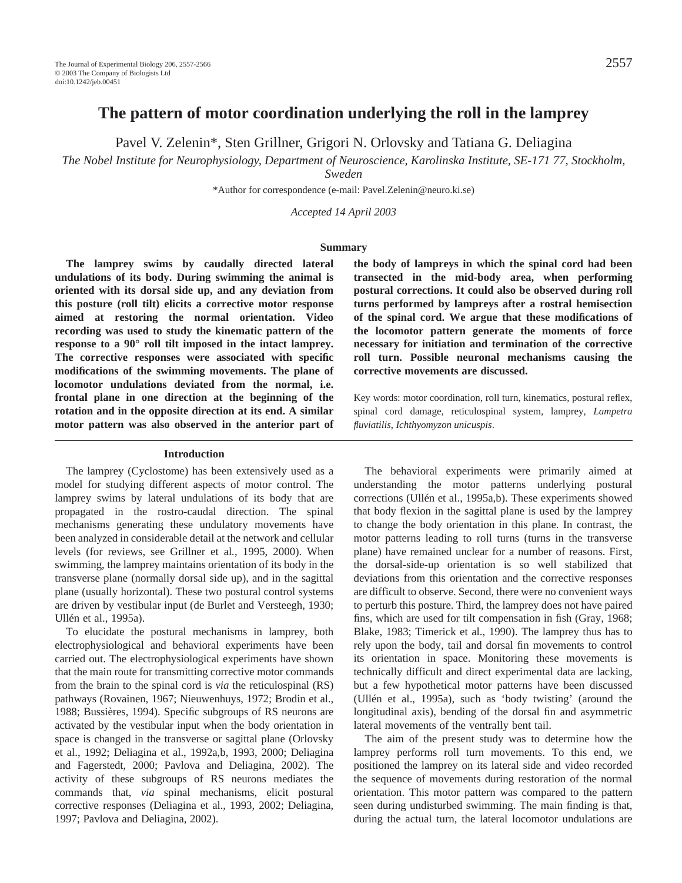# The pattern of motor coordination underlying the roll in the lamprey

Pavel V. Zelenin*, Sten Grillner, Grigori N. Orlovsky and Tatiana G. Deliagina

*The Nobel Institute for Neurophysiology, Department of Neuroscience, Karolinska Institute, SE-171 77, Stockholm, Sweden*

*Author for correspondence (e-mail: Pavel.Zelenin@neuro.ki.se)

*Accepted 14 April 2003*

## Summary

**The lamprey swims by caudally directed lateral undulations of its body. During swimming the animal is oriented with its dorsal side up, and any deviation from this posture (roll tilt) elicits a corrective motor response aimed at restoring the normal orientation. Video recording was used to study the kinematic pattern of the response to a 90° roll tilt imposed in the intact lamprey. The corrective responses were associated with specific modifications of the swimming movements. The plane of locomotor undulations deviated from the normal, i.e. frontal plane in one direction at the beginning of the rotation and in the opposite direction at its end. A similar motor pattern was also observed in the anterior part of the body of lampreys in which the spinal cord had been transected in the mid-body area, when performing postural corrections. It could also be observed during roll turns performed by lampreys after a rostral hemisection of the spinal cord. We argue that these modifications of the locomotor pattern generate the moments of force necessary for initiation and termination of the corrective roll turn. Possible neuronal mechanisms causing the corrective movements are discussed.**

Key words: motor coordination, roll turn, kinematics, postural reflex, spinal cord damage, reticulospinal system, lamprey, *Lampetra fluviatilis*, *Ichthyomyzon unicuspis*.

## Introduction

The lamprey (Cyclostome) has been extensively used as a model for studying different aspects of motor control. The lamprey swims by lateral undulations of its body that are propagated in the rostro-caudal direction. The spinal mechanisms generating these undulatory movements have been analyzed in considerable detail at the network and cellular levels (for reviews, see Grillner et al., 1995, 2000). When swimming, the lamprey maintains orientation of its body in the transverse plane (normally dorsal side up), and in the sagittal plane (usually horizontal). These two postural control systems are driven by vestibular input (de Burlet and Versteegh, 1930; Ullén et al., 1995a).

To elucidate the postural mechanisms in lamprey, both electrophysiological and behavioral experiments have been carried out. The electrophysiological experiments have shown that the main route for transmitting corrective motor commands from the brain to the spinal cord is *via* the reticulospinal (RS) pathways (Rovainen, 1967; Nieuwenhuys, 1972; Brodin et al., 1988; Bussières, 1994). Specific subgroups of RS neurons are activated by the vestibular input when the body orientation in space is changed in the transverse or sagittal plane (Orlovsky et al., 1992; Deliagina et al., 1992a,b, 1993, 2000; Deliagina and Fagerstedt, 2000; Pavlova and Deliagina, 2002). The activity of these subgroups of RS neurons mediates the commands that, *via* spinal mechanisms, elicit postural corrective responses (Deliagina et al., 1993, 2002; Deliagina, 1997; Pavlova and Deliagina, 2002).

The behavioral experiments were primarily aimed at understanding the motor patterns underlying postural corrections (Ullén et al., 1995a,b). These experiments showed that body flexion in the sagittal plane is used by the lamprey to change the body orientation in this plane. In contrast, the motor patterns leading to roll turns (turns in the transverse plane) have remained unclear for a number of reasons. First, the dorsal-side-up orientation is so well stabilized that deviations from this orientation and the corrective responses are difficult to observe. Second, there were no convenient ways to perturb this posture. Third, the lamprey does not have paired fins, which are used for tilt compensation in fish (Gray, 1968; Blake, 1983; Timerick et al., 1990). The lamprey thus has to rely upon the body, tail and dorsal fin movements to control its orientation in space. Monitoring these movements is technically difficult and direct experimental data are lacking, but a few hypothetical motor patterns have been discussed (Ullén et al., 1995a), such as 'body twisting' (around the longitudinal axis), bending of the dorsal fin and asymmetric lateral movements of the ventrally bent tail.

The aim of the present study was to determine how the lamprey performs roll turn movements. To this end, we positioned the lamprey on its lateral side and video recorded the sequence of movements during restoration of the normal orientation. This motor pattern was compared to the pattern seen during undisturbed swimming. The main finding is that, during the actual turn, the lateral locomotor undulations are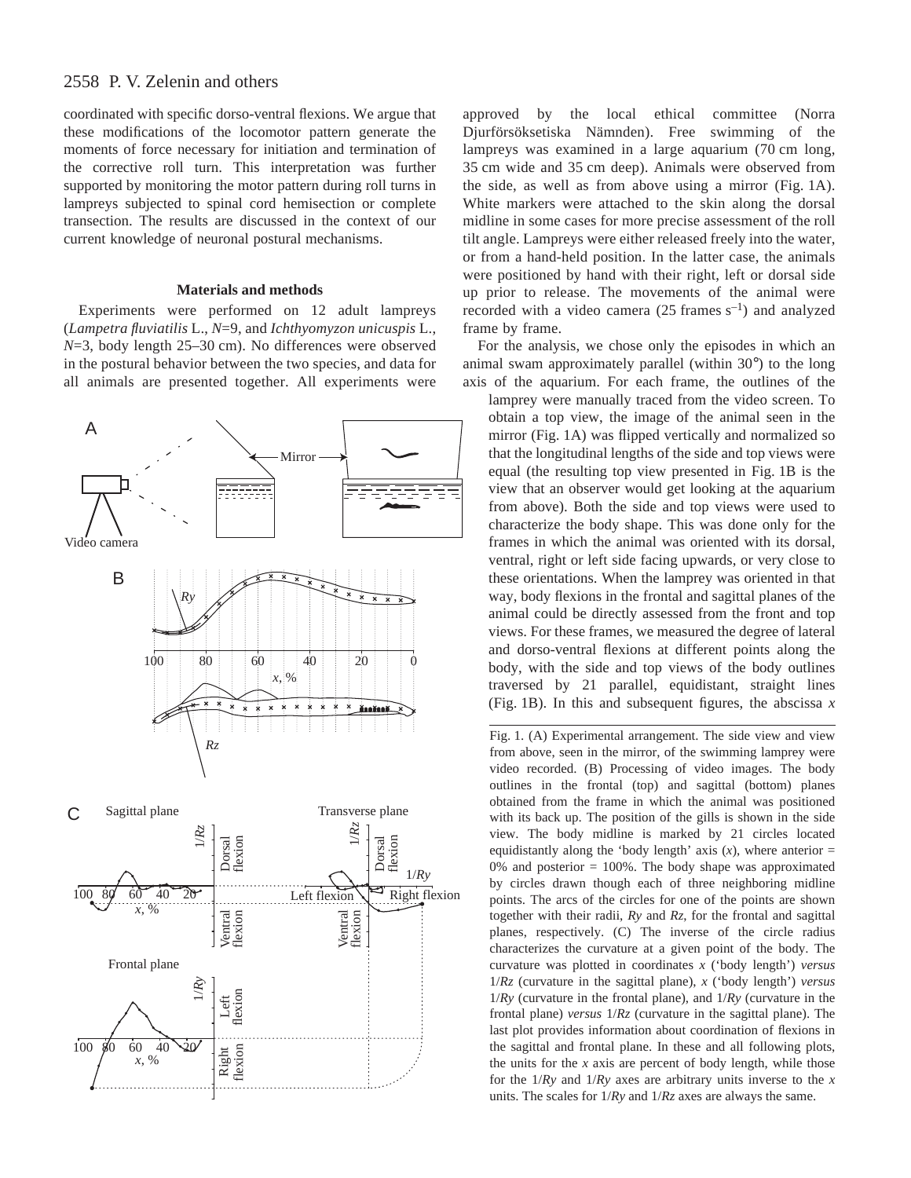coordinated with specific dorso-ventral flexions. We argue that these modifications of the locomotor pattern generate the moments of force necessary for initiation and termination of the corrective roll turn. This interpretation was further supported by monitoring the motor pattern during roll turns in lampreys subjected to spinal cord hemisection or complete transection. The results are discussed in the context of our current knowledge of neuronal postural mechanisms.

## Materials and methods

Experiments were performed on 12 adult lampreys (*Lampetra fluviatilis* L., $N$=9, and *Ichthyomyzon unicuspis* L., $N$=3, body length 25–30 cm). No differences were observed in the postural behavior between the two species, and data for all animals are presented together. All experiments were approved by the local ethical committee (Norra Djurförsöksetiska Nämnden). Free swimming of the lampreys was examined in a large aquarium (70 cm long, 35 cm wide and 35 cm deep). Animals were observed from the side, as well as from above using a mirror (Fig. 1A). White markers were attached to the skin along the dorsal midline in some cases for more precise assessment of the roll tilt angle. Lampreys were either released freely into the water, or from a hand-held position. In the latter case, the animals were positioned by hand with their right, left or dorsal side up prior to release. The movements of the animal were recorded with a video camera (25 frames $s^{-1}$) and analyzed frame by frame.

For the analysis, we chose only the episodes in which an animal swam approximately parallel (within 30°) to the long axis of the aquarium. For each frame, the outlines of the lamprey were manually traced from the video screen. To obtain a top view, the image of the animal seen in the mirror (Fig. 1A) was flipped vertically and normalized so that the longitudinal lengths of the side and top views were equal (the resulting top view presented in Fig. 1B is the view that an observer would get looking at the aquarium from above). Both the side and top views were used to characterize the body shape. This was done only for the frames in which the animal was oriented with its dorsal, ventral, right or left side facing upwards, or very close to these orientations. When the lamprey was oriented in that way, body flexions in the frontal and sagittal planes of the animal could be directly assessed from the front and top views. For these frames, we measured the degree of lateral and dorso-ventral flexions at different points along the body, with the side and top views of the body outlines traversed by 21 parallel, equidistant, straight lines (Fig. 1B). In this and subsequent figures, the abscissa $x$

A
Video camera
Mirror

B
Ry
100 80 60 40 20 0
x, %
Rz

C
Sagittal plane
1/Rz
Dorsal flexion
100 80 60 40 20
x, %
Ventral flexion
Transverse plane
1/Rz
Dorsal flexion
1/Ry
Left flexion
Right flexion
Ventral flexion
Frontal plane
1/Ry
Left flexion
100 80 60 40 20
x, %
Right flexion

Fig. 1. (A) Experimental arrangement. The side view and view from above, seen in the mirror, of the swimming lamprey were video recorded. (B) Processing of video images. The body outlines in the frontal (top) and sagittal (bottom) planes obtained from the frame in which the animal was positioned with its back up. The position of the gills is shown in the side view. The body midline is marked by 21 circles located equidistantly along the 'body length' axis ($x$), where anterior = 0% and posterior = 100%. The body shape was approximated by circles drawn though each of three neighboring midline points. The arcs of the circles for one of the points are shown together with their radii, $Ry$ and $Rz$, for the frontal and sagittal planes, respectively. (C) The inverse of the circle radius characterizes the curvature at a given point of the body. The curvature was plotted in coordinates $x$ ('body length') *versus* $1/Rz$ (curvature in the sagittal plane), $x$ ('body length') *versus* $1/Ry$ (curvature in the frontal plane), and $1/Ry$ (curvature in the frontal plane) *versus* $1/Rz$ (curvature in the sagittal plane). The last plot provides information about coordination of flexions in the sagittal and frontal plane. In these and all following plots, the units for the $x$ axis are percent of body length, while those for the $1/Ry$ and $1/Ry$ axes are arbitrary units inverse to the $x$ units. The scales for $1/Ry$ and $1/Rz$ axes are always the same.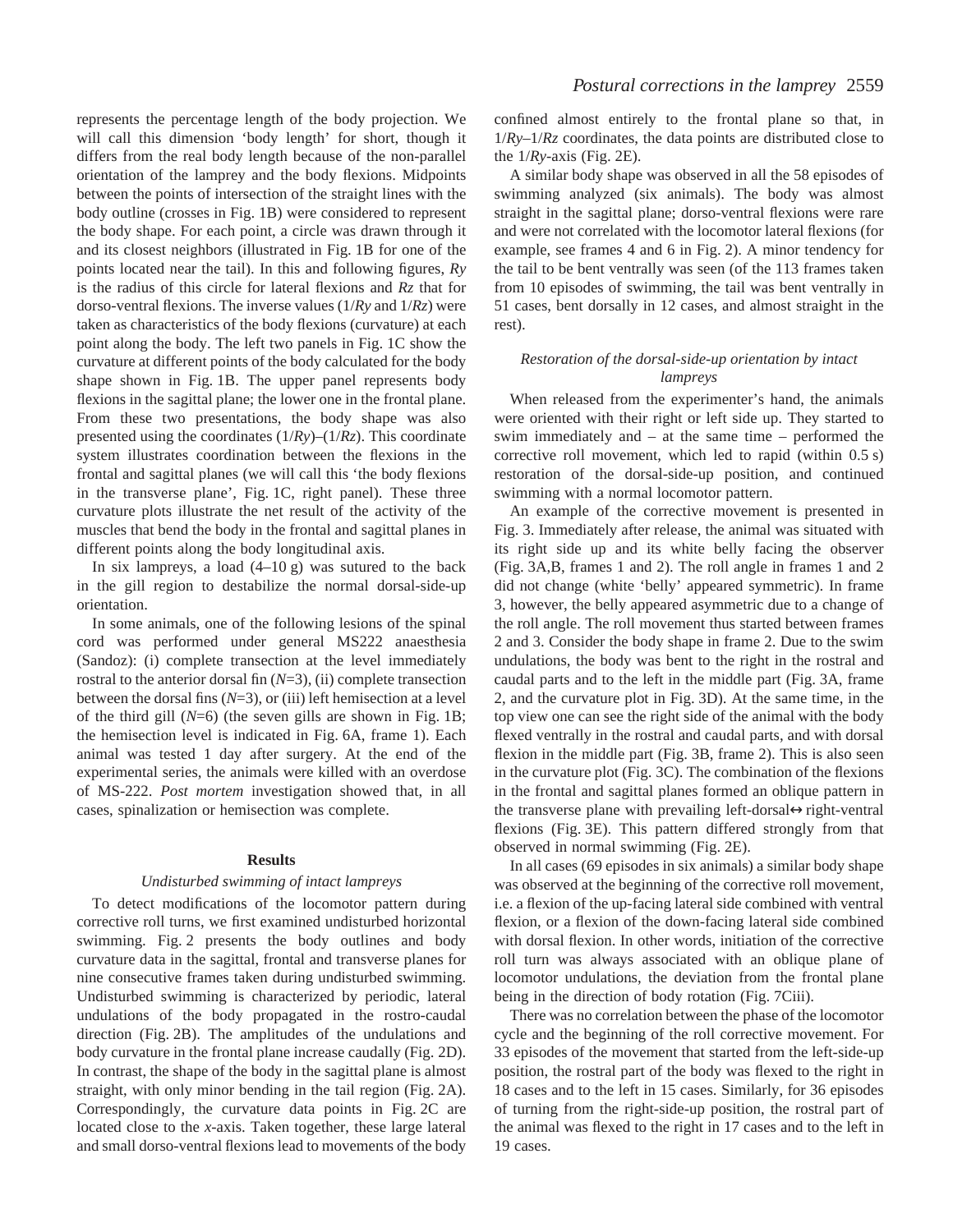represents the percentage length of the body projection. We will call this dimension 'body length' for short, though it differs from the real body length because of the non-parallel orientation of the lamprey and the body flexions. Midpoints between the points of intersection of the straight lines with the body outline (crosses in Fig. 1B) were considered to represent the body shape. For each point, a circle was drawn through it and its closest neighbors (illustrated in Fig. 1B for one of the points located near the tail). In this and following figures, $Ry$ is the radius of this circle for lateral flexions and $Rz$ that for dorso-ventral flexions. The inverse values ($1/Ry$ and $1/Rz$) were taken as characteristics of the body flexions (curvature) at each point along the body. The left two panels in Fig. 1C show the curvature at different points of the body calculated for the body shape shown in Fig. 1B. The upper panel represents body flexions in the sagittal plane; the lower one in the frontal plane. From these two presentations, the body shape was also presented using the coordinates ($1/Ry$)–($1/Rz$). This coordinate system illustrates coordination between the flexions in the frontal and sagittal planes (we will call this 'the body flexions in the transverse plane', Fig. 1C, right panel). These three curvature plots illustrate the net result of the activity of the muscles that bend the body in the frontal and sagittal planes in different points along the body longitudinal axis.

In six lampreys, a load (4–10 g) was sutured to the back in the gill region to destabilize the normal dorsal-side-up orientation.

In some animals, one of the following lesions of the spinal cord was performed under general MS222 anaesthesia (Sandoz): (i) complete transection at the level immediately rostral to the anterior dorsal fin ($N$=3), (ii) complete transection between the dorsal fins ($N$=3), or (iii) left hemisection at a level of the third gill ($N$=6) (the seven gills are shown in Fig. 1B; the hemisection level is indicated in Fig. 6A, frame 1). Each animal was tested 1 day after surgery. At the end of the experimental series, the animals were killed with an overdose of MS-222. *Post mortem* investigation showed that, in all cases, spinalization or hemisection was complete.

## Results

### *Undisturbed swimming of intact lampreys*

To detect modifications of the locomotor pattern during corrective roll turns, we first examined undisturbed horizontal swimming. Fig. 2 presents the body outlines and body curvature data in the sagittal, frontal and transverse planes for nine consecutive frames taken during undisturbed swimming. Undisturbed swimming is characterized by periodic, lateral undulations of the body propagated in the rostro-caudal direction (Fig. 2B). The amplitudes of the undulations and body curvature in the frontal plane increase caudally (Fig. 2D). In contrast, the shape of the body in the sagittal plane is almost straight, with only minor bending in the tail region (Fig. 2A). Correspondingly, the curvature data points in Fig. 2C are located close to the $x$-axis. Taken together, these large lateral and small dorso-ventral flexions lead to movements of the body confined almost entirely to the frontal plane so that, in $1/Ry$–$1/Rz$ coordinates, the data points are distributed close to the $1/Ry$-axis (Fig. 2E).

A similar body shape was observed in all the 58 episodes of swimming analyzed (six animals). The body was almost straight in the sagittal plane; dorso-ventral flexions were rare and were not correlated with the locomotor lateral flexions (for example, see frames 4 and 6 in Fig. 2). A minor tendency for the tail to be bent ventrally was seen (of the 113 frames taken from 10 episodes of swimming, the tail was bent ventrally in 51 cases, bent dorsally in 12 cases, and almost straight in the rest).

### *Restoration of the dorsal-side-up orientation by intact lampreys*

When released from the experimenter's hand, the animals were oriented with their right or left side up. They started to swim immediately and – at the same time – performed the corrective roll movement, which led to rapid (within 0.5 s) restoration of the dorsal-side-up position, and continued swimming with a normal locomotor pattern.

An example of the corrective movement is presented in Fig. 3. Immediately after release, the animal was situated with its right side up and its white belly facing the observer (Fig. 3A,B, frames 1 and 2). The roll angle in frames 1 and 2 did not change (white 'belly' appeared symmetric). In frame 3, however, the belly appeared asymmetric due to a change of the roll angle. The roll movement thus started between frames 2 and 3. Consider the body shape in frame 2. Due to the swim undulations, the body was bent to the right in the rostral and caudal parts and to the left in the middle part (Fig. 3A, frame 2, and the curvature plot in Fig. 3D). At the same time, in the top view one can see the right side of the animal with the body flexed ventrally in the rostral and caudal parts, and with dorsal flexion in the middle part (Fig. 3B, frame 2). This is also seen in the curvature plot (Fig. 3C). The combination of the flexions in the frontal and sagittal planes formed an oblique pattern in the transverse plane with prevailing left-dorsal↔right-ventral flexions (Fig. 3E). This pattern differed strongly from that observed in normal swimming (Fig. 2E).

In all cases (69 episodes in six animals) a similar body shape was observed at the beginning of the corrective roll movement, i.e. a flexion of the up-facing lateral side combined with ventral flexion, or a flexion of the down-facing lateral side combined with dorsal flexion. In other words, initiation of the corrective roll turn was always associated with an oblique plane of locomotor undulations, the deviation from the frontal plane being in the direction of body rotation (Fig. 7Ciii).

There was no correlation between the phase of the locomotor cycle and the beginning of the roll corrective movement. For 33 episodes of the movement that started from the left-side-up position, the rostral part of the body was flexed to the right in 18 cases and to the left in 15 cases. Similarly, for 36 episodes of turning from the right-side-up position, the rostral part of the animal was flexed to the right in 17 cases and to the left in 19 cases.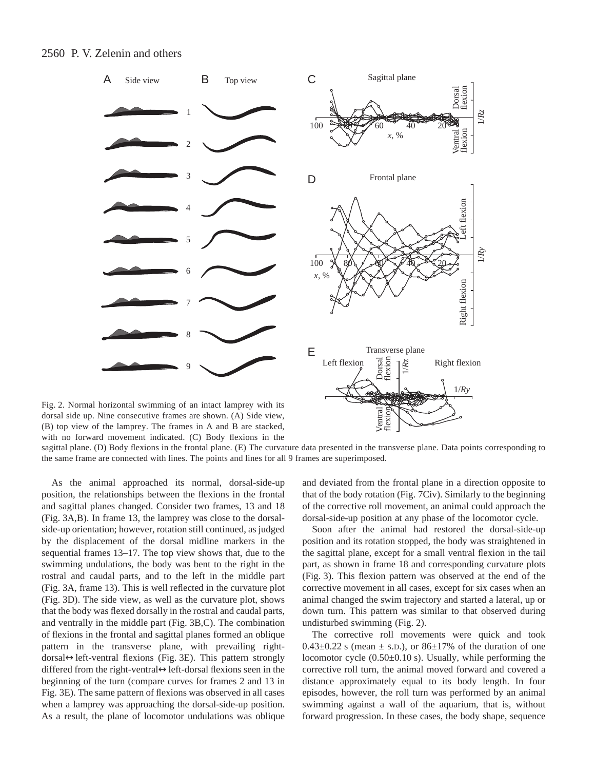A Side view

B Top view

C Sagittal plane

Dorsal flexion

Ventral flexion

1/*Rz*

100 80 60 40 20

*x*, %

D Frontal plane

Left flexion

Right flexion

1/*Ry*

100 80 60 40 20

*x*, %

E Transverse plane

Left flexion

Right flexion

Dorsal flexion

Ventral flexion

1/*Rz*

1/*Ry*

1 2 3 4 5 6 7 8 9

Fig. 2. Normal horizontal swimming of an intact lamprey with its dorsal side up. Nine consecutive frames are shown. (A) Side view, (B) top view of the lamprey. The frames in A and B are stacked, with no forward movement indicated. (C) Body flexions in the sagittal plane. (D) Body flexions in the frontal plane. (E) The curvature data presented in the transverse plane. Data points corresponding to the same frame are connected with lines. The points and lines for all 9 frames are superimposed.

As the animal approached its normal, dorsal-side-up position, the relationships between the flexions in the frontal and sagittal planes changed. Consider two frames, 13 and 18 (Fig. 3A,B). In frame 13, the lamprey was close to the dorsal-side-up orientation; however, rotation still continued, as judged by the displacement of the dorsal midline markers in the sequential frames 13–17. The top view shows that, due to the swimming undulations, the body was bent to the right in the rostral and caudal parts, and to the left in the middle part (Fig. 3A, frame 13). This is well reflected in the curvature plot (Fig. 3D). The side view, as well as the curvature plot, shows that the body was flexed dorsally in the rostral and caudal parts, and ventrally in the middle part (Fig. 3B,C). The combination of flexions in the frontal and sagittal planes formed an oblique pattern in the transverse plane, with prevailing right-dorsal↔left-ventral flexions (Fig. 3E). This pattern strongly differed from the right-ventral↔left-dorsal flexions seen in the beginning of the turn (compare curves for frames 2 and 13 in Fig. 3E). The same pattern of flexions was observed in all cases when a lamprey was approaching the dorsal-side-up position. As a result, the plane of locomotor undulations was oblique and deviated from the frontal plane in a direction opposite to that of the body rotation (Fig. 7Civ). Similarly to the beginning of the corrective roll movement, an animal could approach the dorsal-side-up position at any phase of the locomotor cycle.

Soon after the animal had restored the dorsal-side-up position and its rotation stopped, the body was straightened in the sagittal plane, except for a small ventral flexion in the tail part, as shown in frame 18 and corresponding curvature plots (Fig. 3). This flexion pattern was observed at the end of the corrective movement in all cases, except for six cases when an animal changed the swim trajectory and started a lateral, up or down turn. This pattern was similar to that observed during undisturbed swimming (Fig. 2).

The corrective roll movements were quick and took 0.43±0.22 s (mean ± S.D.), or 86±17% of the duration of one locomotor cycle (0.50±0.10 s). Usually, while performing the corrective roll turn, the animal moved forward and covered a distance approximately equal to its body length. In four episodes, however, the roll turn was performed by an animal swimming against a wall of the aquarium, that is, without forward progression. In these cases, the body shape, sequence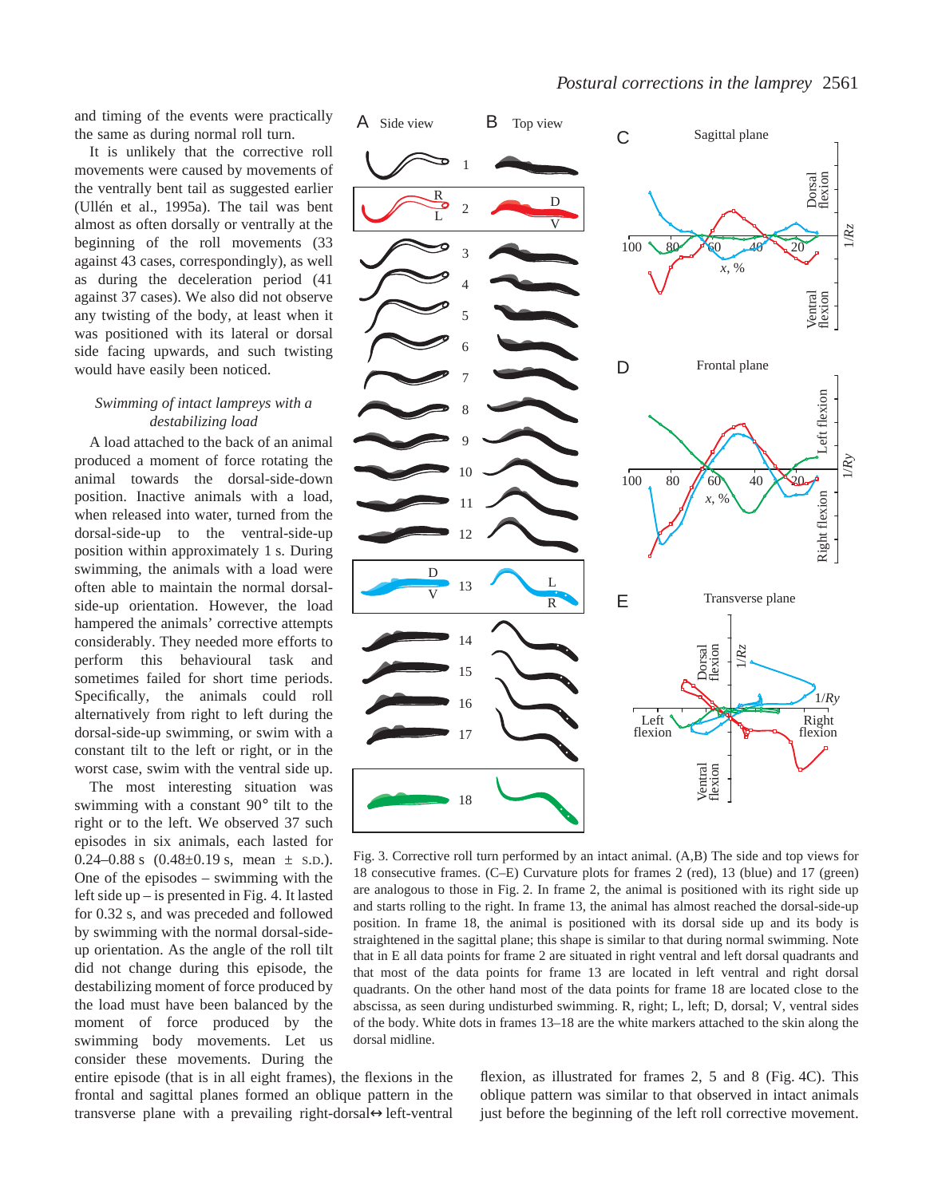and timing of the events were practically the same as during normal roll turn.

It is unlikely that the corrective roll movements were caused by movements of the ventrally bent tail as suggested earlier (Ullén et al., 1995a). The tail was bent almost as often dorsally or ventrally at the beginning of the roll movements (33 against 43 cases, correspondingly), as well as during the deceleration period (41 against 37 cases). We also did not observe any twisting of the body, at least when it was positioned with its lateral or dorsal side facing upwards, and such twisting would have easily been noticed.

### *Swimming of intact lampreys with a destabilizing load*

A load attached to the back of an animal produced a moment of force rotating the animal towards the dorsal-side-down position. Inactive animals with a load, when released into water, turned from the dorsal-side-up to the ventral-side-up position within approximately 1 s. During swimming, the animals with a load were often able to maintain the normal dorsal-side-up orientation. However, the load hampered the animals' corrective attempts considerably. They needed more efforts to perform this behavioural task and sometimes failed for short time periods. Specifically, the animals could roll alternatively from right to left during the dorsal-side-up swimming, or swim with a constant tilt to the left or right, or in the worst case, swim with the ventral side up.

The most interesting situation was swimming with a constant 90° tilt to the right or to the left. We observed 37 such episodes in six animals, each lasted for 0.24–0.88 s (0.48±0.19 s, mean ± S.D.). One of the episodes – swimming with the left side up – is presented in Fig. 4. It lasted for 0.32 s, and was preceded and followed by swimming with the normal dorsal-side-up orientation. As the angle of the roll tilt did not change during this episode, the destabilizing moment of force produced by the load must have been balanced by the moment of force produced by the swimming body movements. Let us consider these movements. During the entire episode (that is in all eight frames), the flexions in the frontal and sagittal planes formed an oblique pattern in the transverse plane with a prevailing right-dorsal↔left-ventral flexion, as illustrated for frames 2, 5 and 8 (Fig. 4C). This oblique pattern was similar to that observed in intact animals just before the beginning of the left roll corrective movement.

A Side view
B Top view
1 2 3 4 5 6 7 8 9 10 11 12 13 14 15 16 17 18
R L D V
D V L R
C Sagittal plane
Dorsal flexion
Ventral flexion
1/Rz
100 80 60 40 20
x, %
D Frontal plane
Left flexion
Right flexion
1/Ry
100 80 60 40 20
x, %
E Transverse plane
Dorsal flexion
Ventral flexion
1/Rz
1/Ry
Left flexion
Right flexion

Fig. 3. Corrective roll turn performed by an intact animal. (A,B) The side and top views for 18 consecutive frames. (C–E) Curvature plots for frames 2 (red), 13 (blue) and 17 (green) are analogous to those in Fig. 2. In frame 2, the animal is positioned with its right side up and starts rolling to the right. In frame 13, the animal has almost reached the dorsal-side-up position. In frame 18, the animal is positioned with its dorsal side up and its body is straightened in the sagittal plane; this shape is similar to that during normal swimming. Note that in E all data points for frame 2 are situated in right ventral and left dorsal quadrants and that most of the data points for frame 13 are located in left ventral and right dorsal quadrants. On the other hand most of the data points for frame 18 are located close to the abscissa, as seen during undisturbed swimming. R, right; L, left; D, dorsal; V, ventral sides of the body. White dots in frames 13–18 are the white markers attached to the skin along the dorsal midline.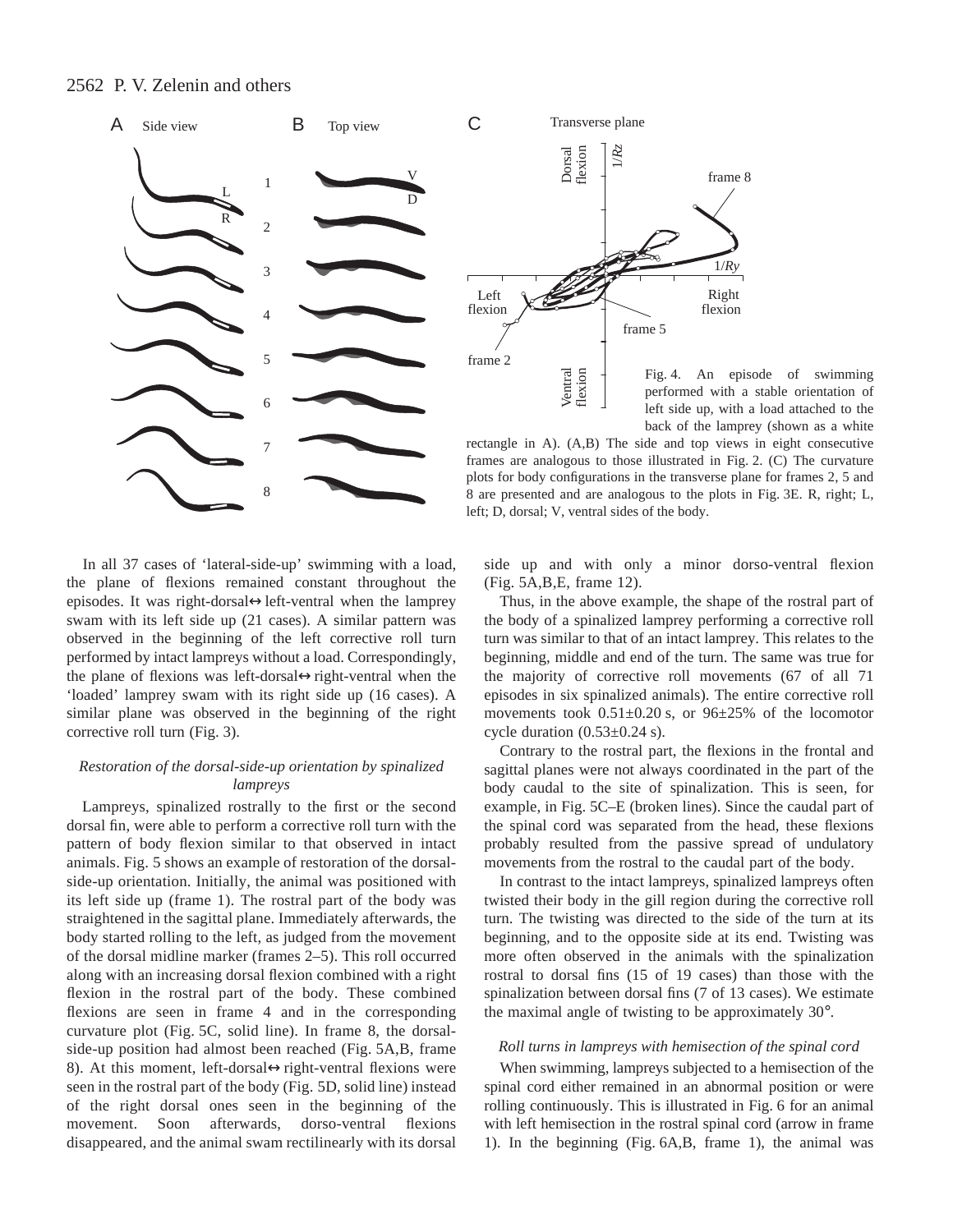A Side view

B Top view

C Transverse plane

1
2
3
4
5
6
7
8

L
R
V
D

Dorsal flexion
1/*Rz*
frame 8
1/*Ry*
Left flexion
Right flexion
frame 5
frame 2
Ventral flexion

Fig. 4. An episode of swimming performed with a stable orientation of left side up, with a load attached to the back of the lamprey (shown as a white rectangle in A). (A,B) The side and top views in eight consecutive frames are analogous to those illustrated in Fig. 2. (C) The curvature plots for body configurations in the transverse plane for frames 2, 5 and 8 are presented and are analogous to the plots in Fig. 3E. R, right; L, left; D, dorsal; V, ventral sides of the body.

In all 37 cases of 'lateral-side-up' swimming with a load, the plane of flexions remained constant throughout the episodes. It was right-dorsal↔left-ventral when the lamprey swam with its left side up (21 cases). A similar pattern was observed in the beginning of the left corrective roll turn performed by intact lampreys without a load. Correspondingly, the plane of flexions was left-dorsal↔right-ventral when the 'loaded' lamprey swam with its right side up (16 cases). A similar plane was observed in the beginning of the right corrective roll turn (Fig. 3).

### *Restoration of the dorsal-side-up orientation by spinalized lampreys*

Lampreys, spinalized rostrally to the first or the second dorsal fin, were able to perform a corrective roll turn with the pattern of body flexion similar to that observed in intact animals. Fig. 5 shows an example of restoration of the dorsal-side-up orientation. Initially, the animal was positioned with its left side up (frame 1). The rostral part of the body was straightened in the sagittal plane. Immediately afterwards, the body started rolling to the left, as judged from the movement of the dorsal midline marker (frames 2–5). This roll occurred along with an increasing dorsal flexion combined with a right flexion in the rostral part of the body. These combined flexions are seen in frame 4 and in the corresponding curvature plot (Fig. 5C, solid line). In frame 8, the dorsal-side-up position had almost been reached (Fig. 5A,B, frame 8). At this moment, left-dorsal↔right-ventral flexions were seen in the rostral part of the body (Fig. 5D, solid line) instead of the right dorsal ones seen in the beginning of the movement. Soon afterwards, dorso-ventral flexions disappeared, and the animal swam rectilinearly with its dorsal side up and with only a minor dorso-ventral flexion (Fig. 5A,B,E, frame 12).

Thus, in the above example, the shape of the rostral part of the body of a spinalized lamprey performing a corrective roll turn was similar to that of an intact lamprey. This relates to the beginning, middle and end of the turn. The same was true for the majority of corrective roll movements (67 of all 71 episodes in six spinalized animals). The entire corrective roll movements took 0.51±0.20 s, or 96±25% of the locomotor cycle duration (0.53±0.24 s).

Contrary to the rostral part, the flexions in the frontal and sagittal planes were not always coordinated in the part of the body caudal to the site of spinalization. This is seen, for example, in Fig. 5C–E (broken lines). Since the caudal part of the spinal cord was separated from the head, these flexions probably resulted from the passive spread of undulatory movements from the rostral to the caudal part of the body.

In contrast to the intact lampreys, spinalized lampreys often twisted their body in the gill region during the corrective roll turn. The twisting was directed to the side of the turn at its beginning, and to the opposite side at its end. Twisting was more often observed in the animals with the spinalization rostral to dorsal fins (15 of 19 cases) than those with the spinalization between dorsal fins (7 of 13 cases). We estimate the maximal angle of twisting to be approximately 30°.

### *Roll turns in lampreys with hemisection of the spinal cord*

When swimming, lampreys subjected to a hemisection of the spinal cord either remained in an abnormal position or were rolling continuously. This is illustrated in Fig. 6 for an animal with left hemisection in the rostral spinal cord (arrow in frame 1). In the beginning (Fig. 6A,B, frame 1), the animal was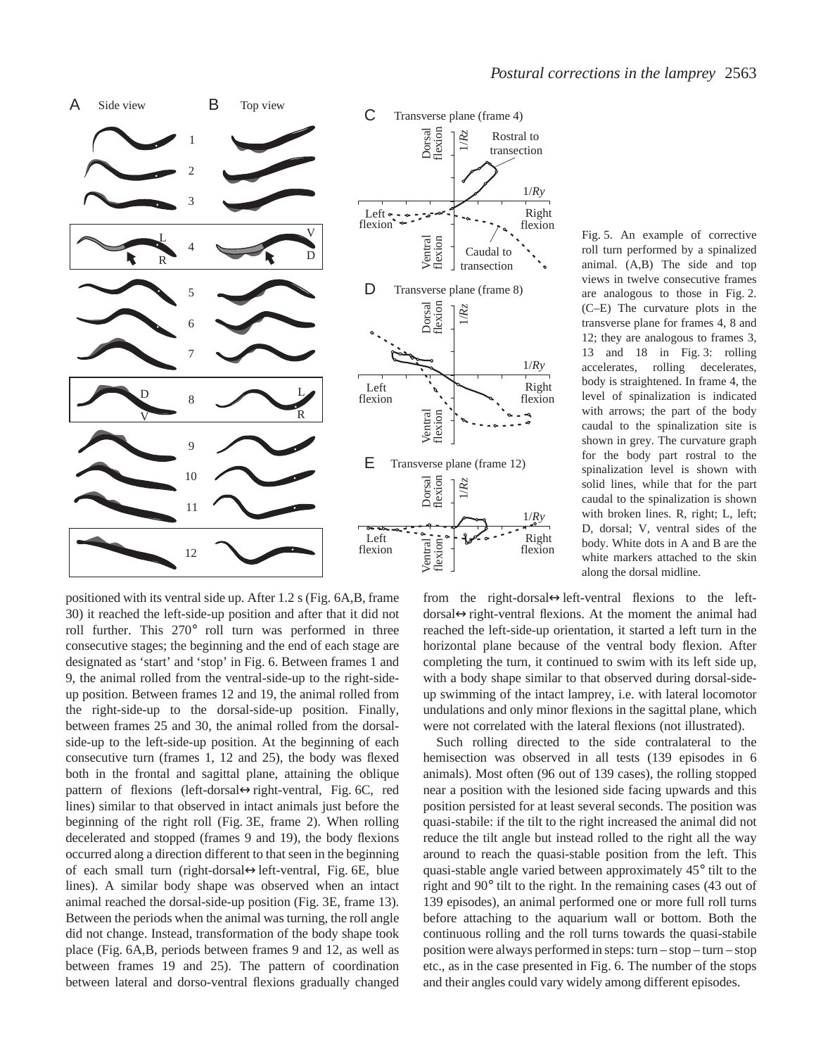A Side view

B Top view

1

2

3

L

V

4

R

D

5

6

7

D

L

8

V

R

9

10

11

12

C Transverse plane (frame 4)

Dorsal flexion

$1/Rz$

Rostral to transection

$1/Ry$

Left flexion

Right flexion

Ventral flexion

Caudal to transection

D Transverse plane (frame 8)

Dorsal flexion

$1/Rz$

$1/Ry$

Left flexion

Right flexion

Ventral flexion

E Transverse plane (frame 12)

Dorsal flexion

$1/Rz$

$1/Ry$

Left flexion

Right flexion

Ventral flexion

Fig. 5. An example of corrective roll turn performed by a spinalized animal. (A,B) The side and top views in twelve consecutive frames are analogous to those in Fig. 2. (C–E) The curvature plots in the transverse plane for frames 4, 8 and 12; they are analogous to frames 3, 13 and 18 in Fig. 3: rolling accelerates, rolling decelerates, body is straightened. In frame 4, the level of spinalization is indicated with arrows; the part of the body caudal to the spinalization site is shown in grey. The curvature graph for the body part rostral to the spinalization level is shown with solid lines, while that for the part caudal to the spinalization is shown with broken lines. R, right; L, left; D, dorsal; V, ventral sides of the body. White dots in A and B are the white markers attached to the skin along the dorsal midline.

positioned with its ventral side up. After 1.2 s (Fig. 6A,B, frame 30) it reached the left-side-up position and after that it did not roll further. This 270° roll turn was performed in three consecutive stages; the beginning and the end of each stage are designated as 'start' and 'stop' in Fig. 6. Between frames 1 and 9, the animal rolled from the ventral-side-up to the right-side-up position. Between frames 12 and 19, the animal rolled from the right-side-up to the dorsal-side-up position. Finally, between frames 25 and 30, the animal rolled from the dorsal-side-up to the left-side-up position. At the beginning of each consecutive turn (frames 1, 12 and 25), the body was flexed both in the frontal and sagittal plane, attaining the oblique pattern of flexions (left-dorsal↔right-ventral, Fig. 6C, red lines) similar to that observed in intact animals just before the beginning of the right roll (Fig. 3E, frame 2). When rolling decelerated and stopped (frames 9 and 19), the body flexions occurred along a direction different to that seen in the beginning of each small turn (right-dorsal↔left-ventral, Fig. 6E, blue lines). A similar body shape was observed when an intact animal reached the dorsal-side-up position (Fig. 3E, frame 13). Between the periods when the animal was turning, the roll angle did not change. Instead, transformation of the body shape took place (Fig. 6A,B, periods between frames 9 and 12, as well as between frames 19 and 25). The pattern of coordination between lateral and dorso-ventral flexions gradually changed from the right-dorsal↔left-ventral flexions to the left-dorsal↔right-ventral flexions. At the moment the animal had reached the left-side-up orientation, it started a left turn in the horizontal plane because of the ventral body flexion. After completing the turn, it continued to swim with its left side up, with a body shape similar to that observed during dorsal-side-up swimming of the intact lamprey, i.e. with lateral locomotor undulations and only minor flexions in the sagittal plane, which were not correlated with the lateral flexions (not illustrated).

Such rolling directed to the side contralateral to the hemisection was observed in all tests (139 episodes in 6 animals). Most often (96 out of 139 cases), the rolling stopped near a position with the lesioned side facing upwards and this position persisted for at least several seconds. The position was quasi-stabile: if the tilt to the right increased the animal did not reduce the tilt angle but instead rolled to the right all the way around to reach the quasi-stable position from the left. This quasi-stable angle varied between approximately 45° tilt to the right and 90° tilt to the right. In the remaining cases (43 out of 139 episodes), an animal performed one or more full roll turns before attaching to the aquarium wall or bottom. Both the continuous rolling and the roll turns towards the quasi-stabile position were always performed in steps: turn – stop – turn – stop etc., as in the case presented in Fig. 6. The number of the stops and their angles could vary widely among different episodes.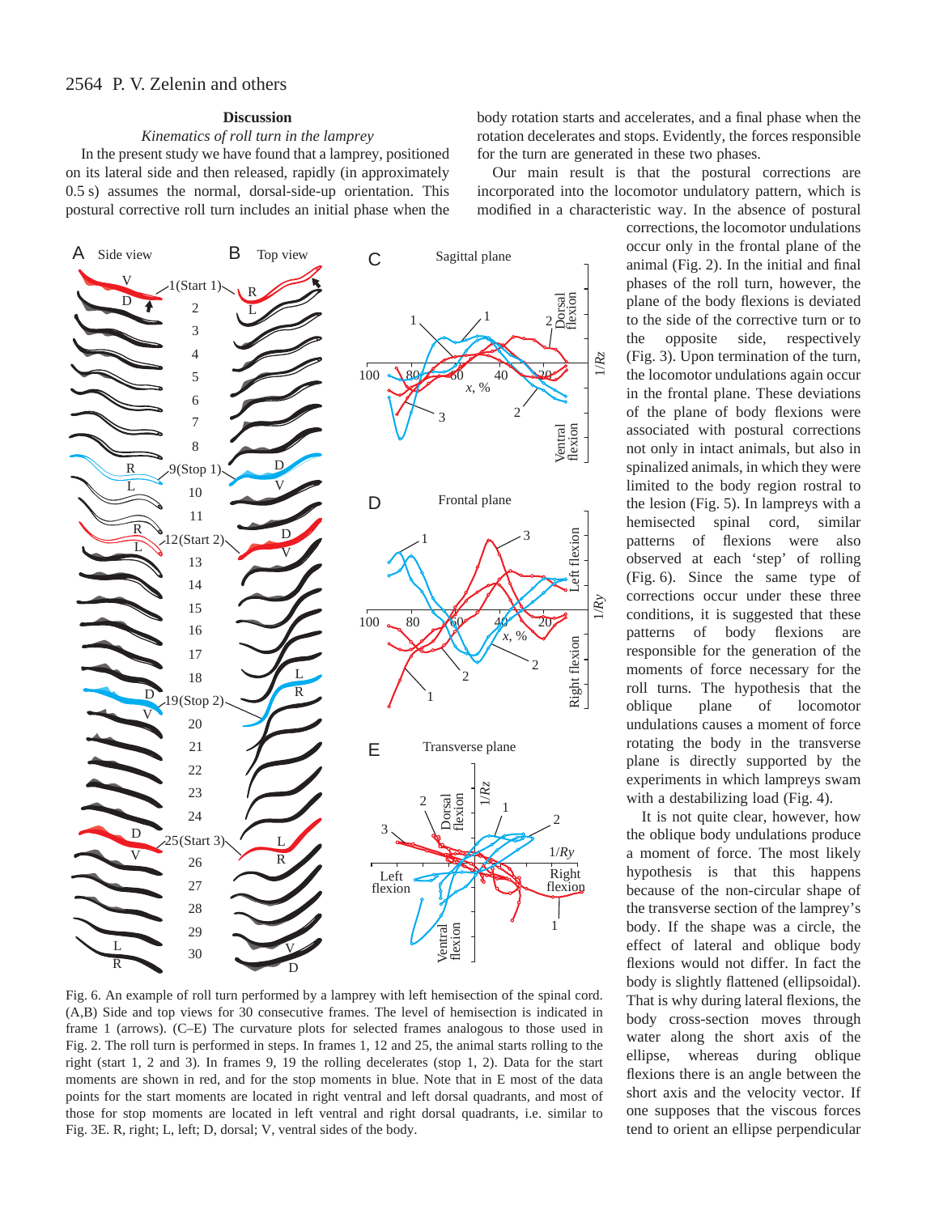## Discussion

### *Kinematics of roll turn in the lamprey*

In the present study we have found that a lamprey, positioned on its lateral side and then released, rapidly (in approximately 0.5 s) assumes the normal, dorsal-side-up orientation. This postural corrective roll turn includes an initial phase when the body rotation starts and accelerates, and a final phase when the rotation decelerates and stops. Evidently, the forces responsible for the turn are generated in these two phases.

Our main result is that the postural corrections are incorporated into the locomotor undulatory pattern, which is modified in a characteristic way. In the absence of postural corrections, the locomotor undulations occur only in the frontal plane of the animal (Fig. 2). In the initial and final phases of the roll turn, however, the plane of the body flexions is deviated to the side of the corrective turn or to the opposite side, respectively (Fig. 3). Upon termination of the turn, the locomotor undulations again occur in the frontal plane. These deviations of the plane of body flexions were associated with postural corrections not only in intact animals, but also in spinalized animals, in which they were limited to the body region rostral to the lesion (Fig. 5). In lampreys with a hemisected spinal cord, similar patterns of flexions were also observed at each 'step' of rolling (Fig. 6). Since the same type of corrections occur under these three conditions, it is suggested that these patterns of body flexions are responsible for the generation of the moments of force necessary for the roll turns. The hypothesis that the oblique plane of locomotor undulations causes a moment of force rotating the body in the transverse plane is directly supported by the experiments in which lampreys swam with a destabilizing load (Fig. 4).

It is not quite clear, however, how the oblique body undulations produce a moment of force. The most likely hypothesis is that this happens because of the non-circular shape of the transverse section of the lamprey's body. If the shape was a circle, the effect of lateral and oblique body flexions would not differ. In fact the body is slightly flattened (ellipsoidal). That is why during lateral flexions, the body cross-section moves through water along the short axis of the ellipse, whereas during oblique flexions there is an angle between the short axis and the velocity vector. If one supposes that the viscous forces tend to orient an ellipse perpendicular

A Side view
B Top view
C Sagittal plane
D Frontal plane
E Transverse plane

Fig. 6. An example of roll turn performed by a lamprey with left hemisection of the spinal cord. (A,B) Side and top views for 30 consecutive frames. The level of hemisection is indicated in frame 1 (arrows). (C–E) The curvature plots for selected frames analogous to those used in Fig. 2. The roll turn is performed in steps. In frames 1, 12 and 25, the animal starts rolling to the right (start 1, 2 and 3). In frames 9, 19 the rolling decelerates (stop 1, 2). Data for the start moments are shown in red, and for the stop moments in blue. Note that in E most of the data points for the start moments are located in right ventral and left dorsal quadrants, and most of those for stop moments are located in left ventral and right dorsal quadrants, i.e. similar to Fig. 3E. R, right; L, left; D, dorsal; V, ventral sides of the body.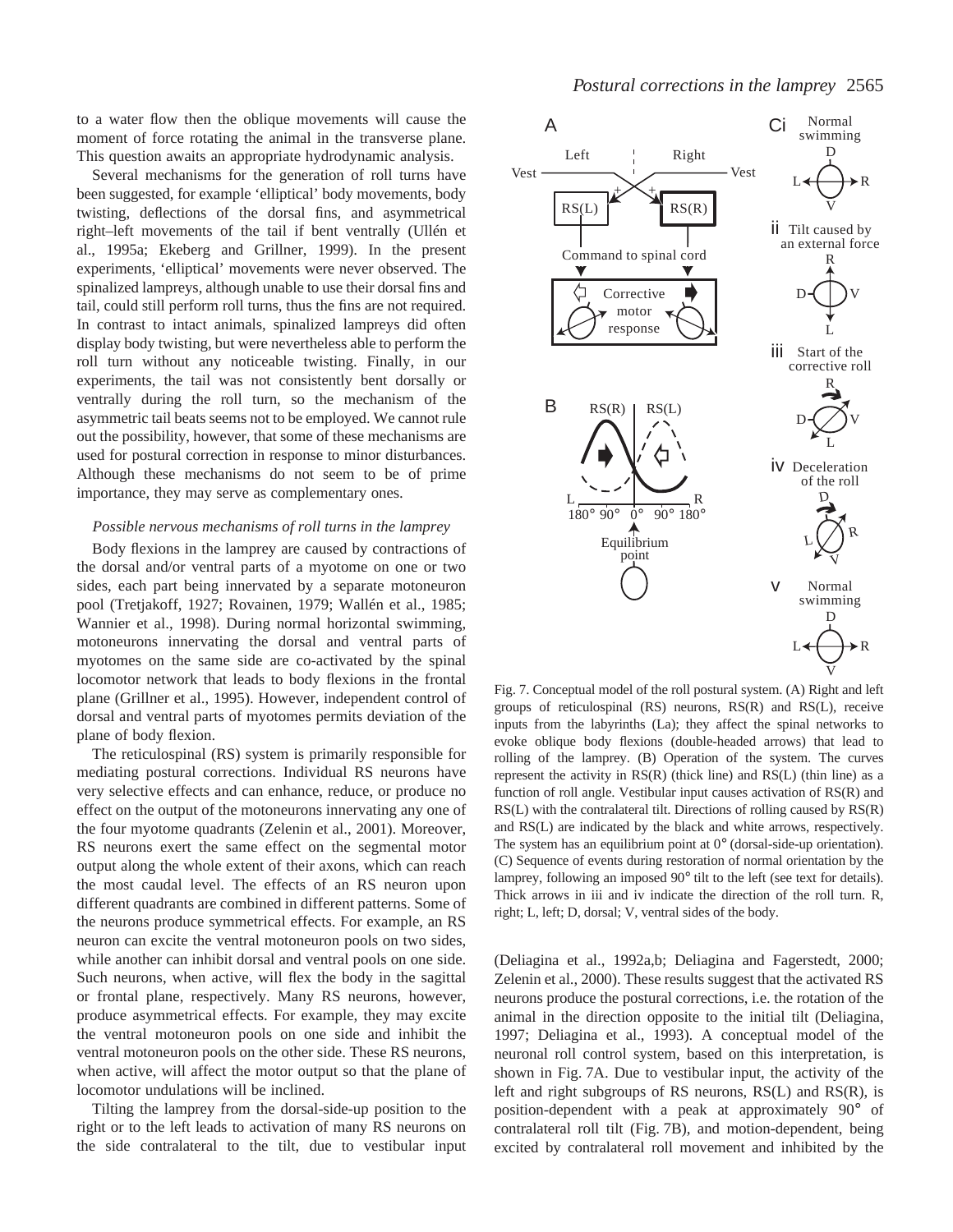to a water flow then the oblique movements will cause the moment of force rotating the animal in the transverse plane. This question awaits an appropriate hydrodynamic analysis.

Several mechanisms for the generation of roll turns have been suggested, for example 'elliptical' body movements, body twisting, deflections of the dorsal fins, and asymmetrical right–left movements of the tail if bent ventrally (Ullén et al., 1995a; Ekeberg and Grillner, 1999). In the present experiments, 'elliptical' movements were never observed. The spinalized lampreys, although unable to use their dorsal fins and tail, could still perform roll turns, thus the fins are not required. In contrast to intact animals, spinalized lampreys did often display body twisting, but were nevertheless able to perform the roll turn without any noticeable twisting. Finally, in our experiments, the tail was not consistently bent dorsally or ventrally during the roll turn, so the mechanism of the asymmetric tail beats seems not to be employed. We cannot rule out the possibility, however, that some of these mechanisms are used for postural correction in response to minor disturbances. Although these mechanisms do not seem to be of prime importance, they may serve as complementary ones.

### *Possible nervous mechanisms of roll turns in the lamprey*

Body flexions in the lamprey are caused by contractions of the dorsal and/or ventral parts of a myotome on one or two sides, each part being innervated by a separate motoneuron pool (Tretjakoff, 1927; Rovainen, 1979; Wallén et al., 1985; Wannier et al., 1998). During normal horizontal swimming, motoneurons innervating the dorsal and ventral parts of myotomes on the same side are co-activated by the spinal locomotor network that leads to body flexions in the frontal plane (Grillner et al., 1995). However, independent control of dorsal and ventral parts of myotomes permits deviation of the plane of body flexion.

The reticulospinal (RS) system is primarily responsible for mediating postural corrections. Individual RS neurons have very selective effects and can enhance, reduce, or produce no effect on the output of the motoneurons innervating any one of the four myotome quadrants (Zelenin et al., 2001). Moreover, RS neurons exert the same effect on the segmental motor output along the whole extent of their axons, which can reach the most caudal level. The effects of an RS neuron upon different quadrants are combined in different patterns. Some of the neurons produce symmetrical effects. For example, an RS neuron can excite the ventral motoneuron pools on two sides, while another can inhibit dorsal and ventral pools on one side. Such neurons, when active, will flex the body in the sagittal or frontal plane, respectively. Many RS neurons, however, produce asymmetrical effects. For example, they may excite the ventral motoneuron pools on one side and inhibit the ventral motoneuron pools on the other side. These RS neurons, when active, will affect the motor output so that the plane of locomotor undulations will be inclined.

Tilting the lamprey from the dorsal-side-up position to the right or to the left leads to activation of many RS neurons on the side contralateral to the tilt, due to vestibular input (Deliagina et al., 1992a,b; Deliagina and Fagerstedt, 2000; Zelenin et al., 2000). These results suggest that the activated RS neurons produce the postural corrections, i.e. the rotation of the animal in the direction opposite to the initial tilt (Deliagina, 1997; Deliagina et al., 1993). A conceptual model of the neuronal roll control system, based on this interpretation, is shown in Fig. 7A. Due to vestibular input, the activity of the left and right subgroups of RS neurons, RS(L) and RS(R), is position-dependent with a peak at approximately 90° of contralateral roll tilt (Fig. 7B), and motion-dependent, being excited by contralateral roll movement and inhibited by the

A
Left Right
Vest Vest
RS(L) RS(R)
Command to spinal cord
Corrective motor response

B
RS(R) RS(L)
L R
180° 90° 0° 90° 180°
Equilibrium point

Ci Normal swimming
ii Tilt caused by an external force
iii Start of the corrective roll
iv Deceleration of the roll
v Normal swimming

Fig. 7. Conceptual model of the roll postural system. (A) Right and left groups of reticulospinal (RS) neurons, RS(R) and RS(L), receive inputs from the labyrinths (La); they affect the spinal networks to evoke oblique body flexions (double-headed arrows) that lead to rolling of the lamprey. (B) Operation of the system. The curves represent the activity in RS(R) (thick line) and RS(L) (thin line) as a function of roll angle. Vestibular input causes activation of RS(R) and RS(L) with the contralateral tilt. Directions of rolling caused by RS(R) and RS(L) are indicated by the black and white arrows, respectively. The system has an equilibrium point at 0° (dorsal-side-up orientation). (C) Sequence of events during restoration of normal orientation by the lamprey, following an imposed 90° tilt to the left (see text for details). Thick arrows in iii and iv indicate the direction of the roll turn. R, right; L, left; D, dorsal; V, ventral sides of the body.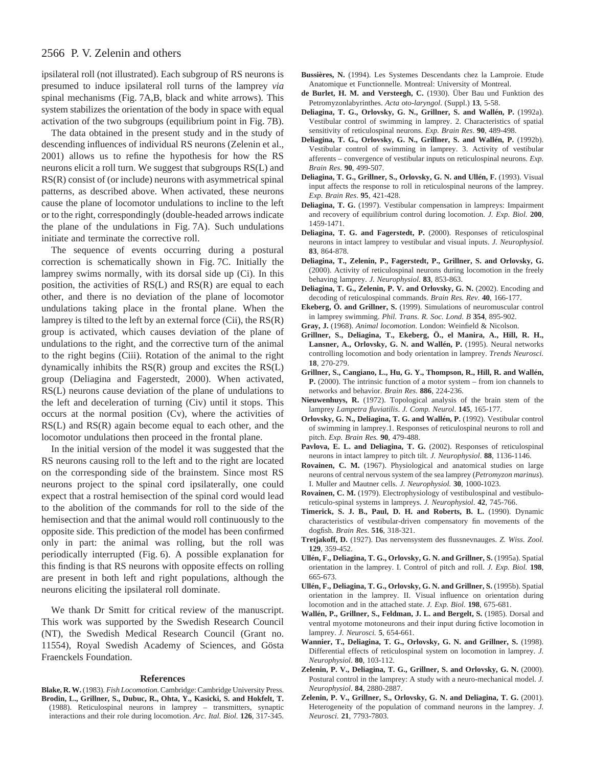ipsilateral roll (not illustrated). Each subgroup of RS neurons is presumed to induce ipsilateral roll turns of the lamprey *via* spinal mechanisms (Fig. 7A,B, black and white arrows). This system stabilizes the orientation of the body in space with equal activation of the two subgroups (equilibrium point in Fig. 7B).

The data obtained in the present study and in the study of descending influences of individual RS neurons (Zelenin et al., 2001) allows us to refine the hypothesis for how the RS neurons elicit a roll turn. We suggest that subgroups RS(L) and RS(R) consist of (or include) neurons with asymmetrical spinal patterns, as described above. When activated, these neurons cause the plane of locomotor undulations to incline to the left or to the right, correspondingly (double-headed arrows indicate the plane of the undulations in Fig. 7A). Such undulations initiate and terminate the corrective roll.

The sequence of events occurring during a postural correction is schematically shown in Fig. 7C. Initially the lamprey swims normally, with its dorsal side up (Ci). In this position, the activities of RS(L) and RS(R) are equal to each other, and there is no deviation of the plane of locomotor undulations taking place in the frontal plane. When the lamprey is tilted to the left by an external force (Cii), the RS(R) group is activated, which causes deviation of the plane of undulations to the right, and the corrective turn of the animal to the right begins (Ciii). Rotation of the animal to the right dynamically inhibits the RS(R) group and excites the RS(L) group (Deliagina and Fagerstedt, 2000). When activated, RS(L) neurons cause deviation of the plane of undulations to the left and deceleration of turning (Civ) until it stops. This occurs at the normal position (Cv), where the activities of RS(L) and RS(R) again become equal to each other, and the locomotor undulations then proceed in the frontal plane.

In the initial version of the model it was suggested that the RS neurons causing roll to the left and to the right are located on the corresponding side of the brainstem. Since most RS neurons project to the spinal cord ipsilaterally, one could expect that a rostral hemisection of the spinal cord would lead to the abolition of the commands for roll to the side of the hemisection and that the animal would roll continuously to the opposite side. This prediction of the model has been confirmed only in part: the animal was rolling, but the roll was periodically interrupted (Fig. 6). A possible explanation for this finding is that RS neurons with opposite effects on rolling are present in both left and right populations, although the neurons eliciting the ipsilateral roll dominate.

We thank Dr Smitt for critical review of the manuscript. This work was supported by the Swedish Research Council (NT), the Swedish Medical Research Council (Grant no. 11554), Royal Swedish Academy of Sciences, and Gösta Fraenckels Foundation.

## References

**Blake, R. W.** (1983). *Fish Locomotion*. Cambridge: Cambridge University Press.

**Brodin, L., Grillner, S., Dubuc, R., Ohta, Y., Kasicki, S. and Hokfelt, T.** (1988). Reticulospinal neurons in lamprey – transmitters, synaptic interactions and their role during locomotion. *Arc. Ital. Biol.* **126**, 317-345.

**Bussières, N.** (1994). Les Systemes Descendants chez la Lamproie. Etude Anatomique et Functionnelle. Montreal: University of Montreal.

**de Burlet, H. M. and Versteegh, C.** (1930). Über Bau und Funktion des Petromyzonlabyrinthes. *Acta oto-laryngol*. (Suppl.) **13**, 5-58.

**Deliagina, T. G., Orlovsky, G. N., Grillner, S. and Wallén, P.** (1992a). Vestibular control of swimming in lamprey. 2. Characteristics of spatial sensitivity of reticulospinal neurons. *Exp. Brain Res*. **90**, 489-498.

**Deliagina, T. G., Orlovsky, G. N., Grillner, S. and Wallén, P.** (1992b). Vestibular control of swimming in lamprey. 3. Activity of vestibular afferents – convergence of vestibular inputs on reticulospinal neurons. *Exp. Brain Res*. **90**, 499-507.

**Deliagina, T. G., Grillner, S., Orlovsky, G. N. and Ullén, F.** (1993). Visual input affects the response to roll in reticulospinal neurons of the lamprey. *Exp. Brain Res*. **95**, 421-428.

**Deliagina, T. G.** (1997). Vestibular compensation in lampreys: Impairment and recovery of equilibrium control during locomotion. *J. Exp. Biol.* **200**, 1459-1471.

**Deliagina, T. G. and Fagerstedt, P.** (2000). Responses of reticulospinal neurons in intact lamprey to vestibular and visual inputs. *J. Neurophysiol.* **83**, 864-878.

**Deliagina, T., Zelenin, P., Fagerstedt, P., Grillner, S. and Orlovsky, G.** (2000). Activity of reticulospinal neurons during locomotion in the freely behaving lamprey. *J. Neurophysiol.* **83**, 853-863.

**Deliagina, T. G., Zelenin, P. V. and Orlovsky, G. N.** (2002). Encoding and decoding of reticulospinal commands. *Brain Res. Rev*. **40**, 166-177.

**Ekeberg, Ö. and Grillner, S.** (1999). Simulations of neuromuscular control in lamprey swimming. *Phil. Trans. R. Soc. Lond. B* **354**, 895-902.

**Gray, J.** (1968). *Animal locomotion*. London: Weinfield & Nicolson.

**Grillner, S., Deliagina, T., Ekeberg, Ö., el Manira, A., Hill, R. H., Lansner, A., Orlovsky, G. N. and Wallén, P.** (1995). Neural networks controlling locomotion and body orientation in lamprey. *Trends Neurosci.* **18**, 270-279.

**Grillner, S., Cangiano, L., Hu, G. Y., Thompson, R., Hill, R. and Wallén, P.** (2000). The intrinsic function of a motor system – from ion channels to networks and behavior. *Brain Res.* **886**, 224-236.

**Nieuwenhuys, R.** (1972). Topological analysis of the brain stem of the lamprey *Lampetra fluviatilis*. *J. Comp. Neurol*. **145**, 165-177.

**Orlovsky, G. N., Deliagina, T. G. and Wallén, P.** (1992). Vestibular control of swimming in lamprey.1. Responses of reticulospinal neurons to roll and pitch. *Exp. Brain Res.* **90**, 479-488.

**Pavlova, E. L. and Deliagina, T. G.** (2002). Responses of reticulospinal neurons in intact lamprey to pitch tilt. *J. Neurophysiol*. **88**, 1136-1146.

**Rovainen, C. M.** (1967). Physiological and anatomical studies on large neurons of central nervous system of the sea lamprey (*Petromyzon marinus*). I. Muller and Mautner cells. *J. Neurophysiol.* **30**, 1000-1023.

**Rovainen, C. M.** (1979). Electrophysiology of vestibulospinal and vestibuloreticulo-spinal systems in lampreys. *J. Neurophysiol*. **42**, 745-766.

**Timerick, S. J. B., Paul, D. H. and Roberts, B. L.** (1990). Dynamic characteristics of vestibular-driven compensatory fin movements of the dogfish. *Brain Res*. **516**, 318-321.

**Tretjakoff, D.** (1927). Das nervensystem des flussnevnauges. *Z. Wiss. Zool.* **129**, 359-452.

**Ullén, F., Deliagina, T. G., Orlovsky, G. N. and Grillner, S.** (1995a). Spatial orientation in the lamprey. I. Control of pitch and roll. *J. Exp. Biol.* **198**, 665-673.

**Ullén, F., Deliagina, T. G., Orlovsky, G. N. and Grillner, S.** (1995b). Spatial orientation in the lamprey. II. Visual influence on orientation during locomotion and in the attached state. *J. Exp. Biol.* **198**, 675-681.

**Wallén, P., Grillner, S., Feldman, J. L. and Bergelt, S.** (1985). Dorsal and ventral myotome motoneurons and their input during fictive locomotion in lamprey. *J. Neurosci.* **5**, 654-661.

**Wannier, T., Deliagina, T. G., Orlovsky, G. N. and Grillner, S.** (1998). Differential effects of reticulospinal system on locomotion in lamprey. *J. Neurophysiol*. **80**, 103-112.

**Zelenin, P. V., Deliagina, T. G., Grillner, S. and Orlovsky, G. N.** (2000). Postural control in the lamprey: A study with a neuro-mechanical model. *J. Neurophysiol*. **84**, 2880-2887.

**Zelenin, P. V., Grillner, S., Orlovsky, G. N. and Deliagina, T. G.** (2001). Heterogeneity of the population of command neurons in the lamprey. *J. Neurosci.* **21**, 7793-7803.